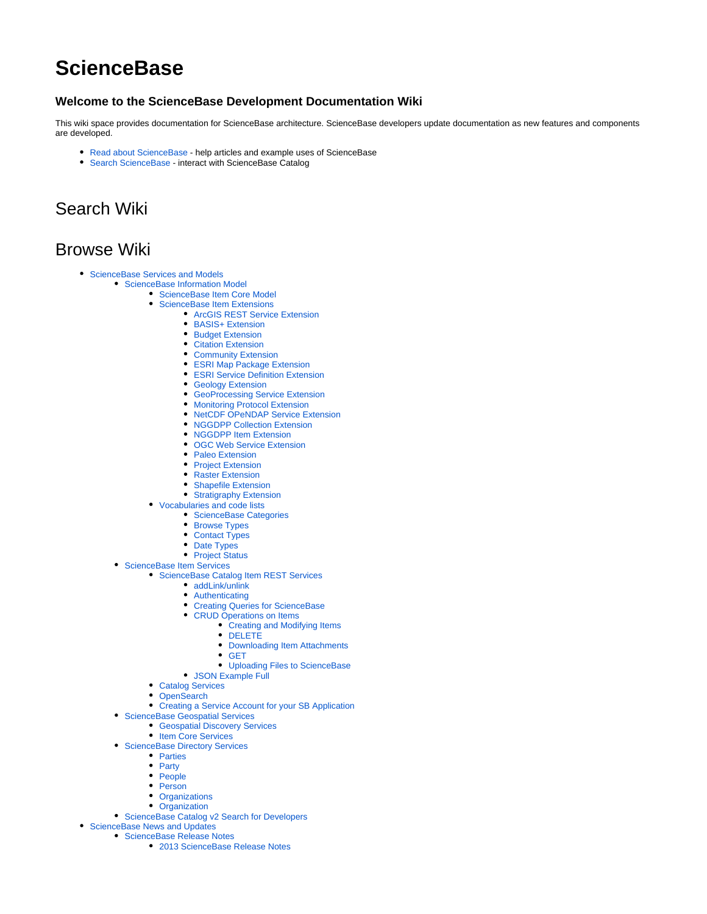# ScienceBase

### Welcome to the ScienceBase Development Documentation Wiki

This wiki space provides documentation for ScienceBase architecture. ScienceBase developers update documentation as new features and components are developed.

- Read about ScienceBase - help articles and example uses of ScienceBase
- Search ScienceBase - interact with ScienceBase Catalog

## Search Wiki

## Browse Wiki

- ScienceBase Services and Models
  - ScienceBase Information Model
    - ScienceBase Item Core Model
    - ScienceBase Item Extensions
      - ArcGIS REST Service Extension
      - BASIS+ Extension
      - Budget Extension
      - Citation Extension
      - Community Extension
      - ESRI Map Package Extension
      - ESRI Service Definition Extension
      - Geology Extension
      - GeoProcessing Service Extension
      - Monitoring Protocol Extension
      - NetCDF OPeNDAP Service Extension
      - NGGDPP Collection Extension
      - NGGDPP Item Extension
      - OGC Web Service Extension
      - Paleo Extension
      - Project Extension
      - Raster Extension
      - Shapefile Extension
      - Stratigraphy Extension
    - Vocabularies and code lists
      - ScienceBase Categories
      - Browse Types
      - Contact Types
      - Date Types
      - Project Status
  - ScienceBase Item Services
    - ScienceBase Catalog Item REST Services
      - addLink/unlink
      - Authenticating
      - Creating Queries for ScienceBase
      - CRUD Operations on Items
        - Creating and Modifying Items
        - DELETE
        - Downloading Item Attachments
        - GET
        - Uploading Files to ScienceBase
      - JSON Example Full
    - Catalog Services
    - OpenSearch
    - Creating a Service Account for your SB Application
  - ScienceBase Geospatial Services
    - Geospatial Discovery Services
    - Item Core Services
  - ScienceBase Directory Services
    - Parties
    - Party
    - People
    - Person
    - Organizations
    - Organization
  - ScienceBase Catalog v2 Search for Developers
- ScienceBase News and Updates
  - ScienceBase Release Notes
    - 2013 ScienceBase Release Notes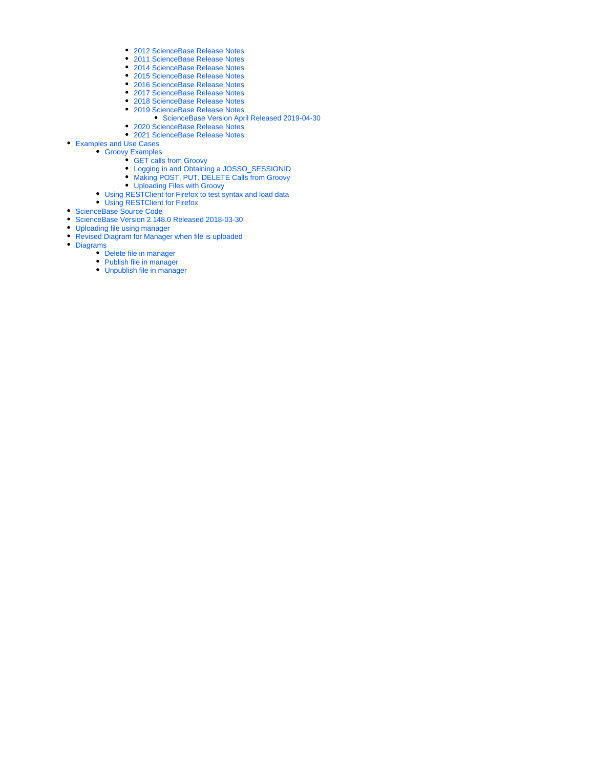- 2012 ScienceBase Release Notes
    - 2011 ScienceBase Release Notes
    - 2014 ScienceBase Release Notes
    - 2015 ScienceBase Release Notes
    - 2016 ScienceBase Release Notes
    - 2017 ScienceBase Release Notes
    - 2018 ScienceBase Release Notes
    - 2019 ScienceBase Release Notes
      - ScienceBase Version April Released 2019-04-30
    - 2020 ScienceBase Release Notes
    - 2021 ScienceBase Release Notes
- Examples and Use Cases
  - Groovy Examples
    - GET calls from Groovy
    - Logging in and Obtaining a JOSSO_SESSIONID
    - Making POST, PUT, DELETE Calls from Groovy
    - Uploading Files with Groovy
  - Using RESTClient for Firefox to test syntax and load data
  - Using RESTClient for Firefox
- ScienceBase Source Code
- ScienceBase Version 2.148.0 Released 2018-03-30
- Uploading file using manager
- Revised Diagram for Manager when file is uploaded
- Diagrams
  - Delete file in manager
  - Publish file in manager
  - Unpublish file in manager